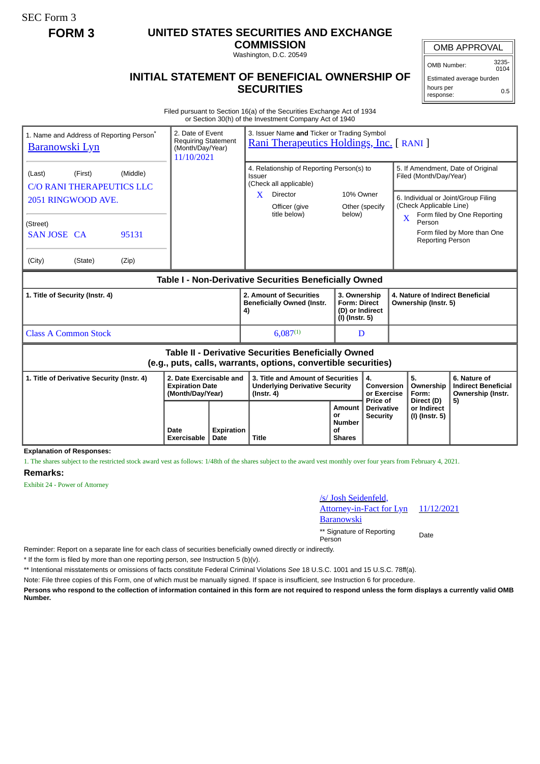SEC Form 3

**FORM 3**

# UNITED STATES SECURITIES AND EXCHANGE COMMISSION

Washington, D.C. 20549

## INITIAL STATEMENT OF BENEFICIAL OWNERSHIP OF SECURITIES

| OMB APPROVAL | |
|---|---|
| OMB Number: | 3235-0104 |
| Estimated average burden | |
| hours per response: | 0.5 |

Filed pursuant to Section 16(a) of the Securities Exchange Act of 1934 or Section 30(h) of the Investment Company Act of 1940

1. Name and Address of Reporting Person*
Baranowski Lyn

(Last) (First) (Middle)
C/O RANI THERAPEUTICS LLC
2051 RINGWOOD AVE.

(Street)
SAN JOSE CA 95131

(City) (State) (Zip)

2. Date of Event Requiring Statement (Month/Day/Year)
11/10/2021

3. Issuer Name **and** Ticker or Trading Symbol
Rani Therapeutics Holdings, Inc. [ RANI ]

4. Relationship of Reporting Person(s) to Issuer (Check all applicable)
X Director
10% Owner
Officer (give title below)
Other (specify below)

5. If Amendment, Date of Original Filed (Month/Day/Year)

6. Individual or Joint/Group Filing (Check Applicable Line)
X Form filed by One Reporting Person
Form filed by More than One Reporting Person

### Table I - Non-Derivative Securities Beneficially Owned

| 1. Title of Security (Instr. 4) | 2. Amount of Securities Beneficially Owned (Instr. 4) | 3. Ownership Form: Direct (D) or Indirect (I) (Instr. 5) | 4. Nature of Indirect Beneficial Ownership (Instr. 5) |
|---|---|---|---|
| Class A Common Stock | 6,087[(1)] | D | |

### Table II - Derivative Securities Beneficially Owned (e.g., puts, calls, warrants, options, convertible securities)

| 1. Title of Derivative Security (Instr. 4) | 2. Date Exercisable and Expiration Date (Month/Day/Year) | | 3. Title and Amount of Securities Underlying Derivative Security (Instr. 4) | | 4. Conversion or Exercise Price of Derivative Security | 5. Ownership Form: Direct (D) or Indirect (I) (Instr. 5) | 6. Nature of Indirect Beneficial Ownership (Instr. 5) |
|---|---|---|---|---|---|---|---|
| | Date Exercisable | Expiration Date | Title | Amount or Number of Shares | | | |

**Explanation of Responses:**

1. The shares subject to the restricted stock award vest as follows: 1/48th of the shares subject to the award vest monthly over four years from February 4, 2021.

**Remarks:**

Exhibit 24 - Power of Attorney

| /s/ Josh Seidenfeld, Attorney-in-Fact for Lyn Baranowski | 11/12/2021 |
|---|---|
| ** Signature of Reporting Person | Date |

Reminder: Report on a separate line for each class of securities beneficially owned directly or indirectly.

\* If the form is filed by more than one reporting person, *see* Instruction 5 (b)(v).

\*\* Intentional misstatements or omissions of facts constitute Federal Criminal Violations *See* 18 U.S.C. 1001 and 15 U.S.C. 78ff(a).

Note: File three copies of this Form, one of which must be manually signed. If space is insufficient, *see* Instruction 6 for procedure.

**Persons who respond to the collection of information contained in this form are not required to respond unless the form displays a currently valid OMB Number.**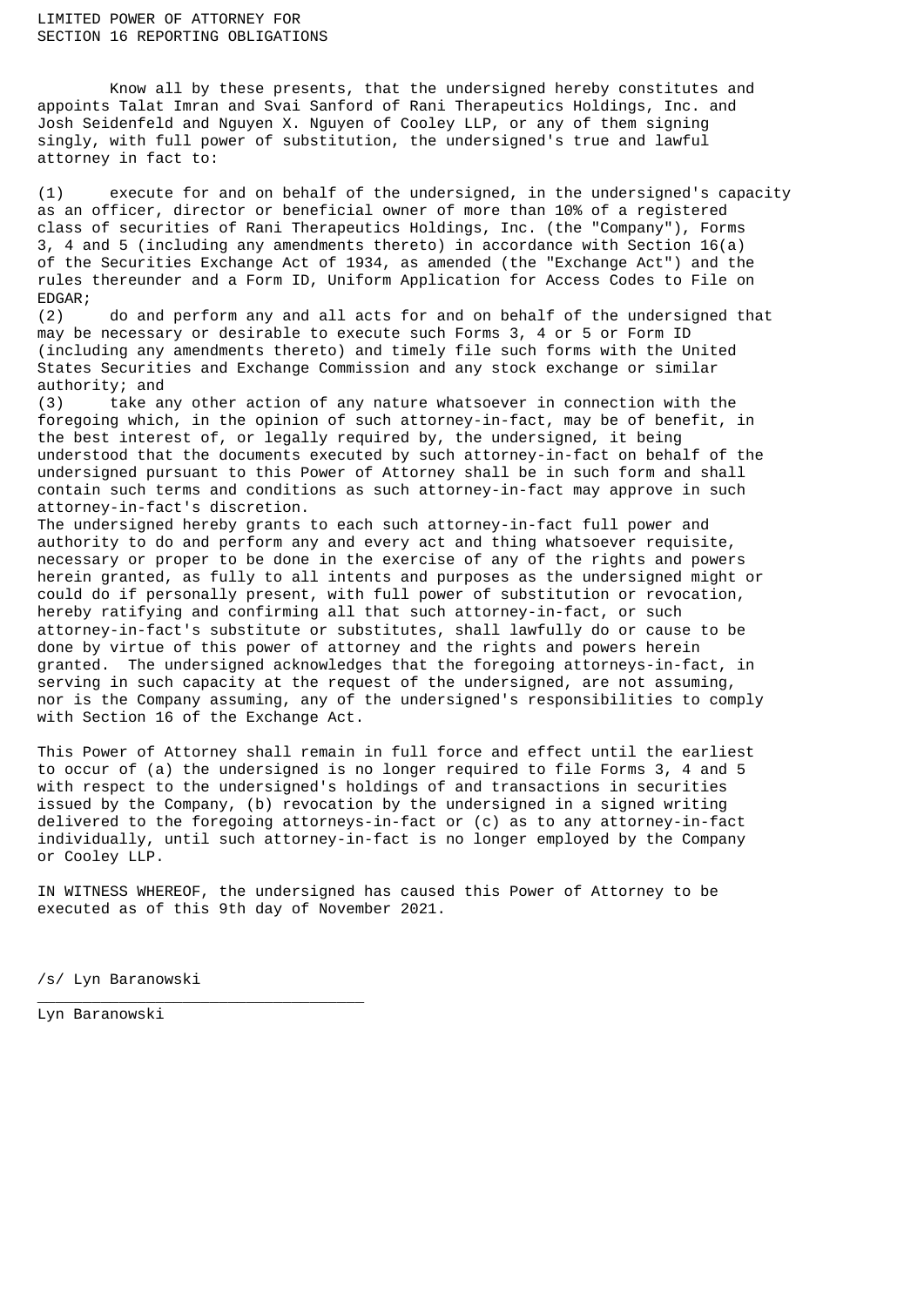# LIMITED POWER OF ATTORNEY FOR SECTION 16 REPORTING OBLIGATIONS

Know all by these presents, that the undersigned hereby constitutes and appoints Talat Imran and Svai Sanford of Rani Therapeutics Holdings, Inc. and Josh Seidenfeld and Nguyen X. Nguyen of Cooley LLP, or any of them signing singly, with full power of substitution, the undersigned's true and lawful attorney in fact to:

(1) execute for and on behalf of the undersigned, in the undersigned's capacity as an officer, director or beneficial owner of more than 10% of a registered class of securities of Rani Therapeutics Holdings, Inc. (the "Company"), Forms 3, 4 and 5 (including any amendments thereto) in accordance with Section 16(a) of the Securities Exchange Act of 1934, as amended (the "Exchange Act") and the rules thereunder and a Form ID, Uniform Application for Access Codes to File on EDGAR;

(2) do and perform any and all acts for and on behalf of the undersigned that may be necessary or desirable to execute such Forms 3, 4 or 5 or Form ID (including any amendments thereto) and timely file such forms with the United States Securities and Exchange Commission and any stock exchange or similar authority; and

(3) take any other action of any nature whatsoever in connection with the foregoing which, in the opinion of such attorney-in-fact, may be of benefit, in the best interest of, or legally required by, the undersigned, it being understood that the documents executed by such attorney-in-fact on behalf of the undersigned pursuant to this Power of Attorney shall be in such form and shall contain such terms and conditions as such attorney-in-fact may approve in such attorney-in-fact's discretion.

The undersigned hereby grants to each such attorney-in-fact full power and authority to do and perform any and every act and thing whatsoever requisite, necessary or proper to be done in the exercise of any of the rights and powers herein granted, as fully to all intents and purposes as the undersigned might or could do if personally present, with full power of substitution or revocation, hereby ratifying and confirming all that such attorney-in-fact, or such attorney-in-fact's substitute or substitutes, shall lawfully do or cause to be done by virtue of this power of attorney and the rights and powers herein granted. The undersigned acknowledges that the foregoing attorneys-in-fact, in serving in such capacity at the request of the undersigned, are not assuming, nor is the Company assuming, any of the undersigned's responsibilities to comply with Section 16 of the Exchange Act.

This Power of Attorney shall remain in full force and effect until the earliest to occur of (a) the undersigned is no longer required to file Forms 3, 4 and 5 with respect to the undersigned's holdings of and transactions in securities issued by the Company, (b) revocation by the undersigned in a signed writing delivered to the foregoing attorneys-in-fact or (c) as to any attorney-in-fact individually, until such attorney-in-fact is no longer employed by the Company or Cooley LLP.

IN WITNESS WHEREOF, the undersigned has caused this Power of Attorney to be executed as of this 9th day of November 2021.

/s/ Lyn Baranowski

____________________________________

Lyn Baranowski